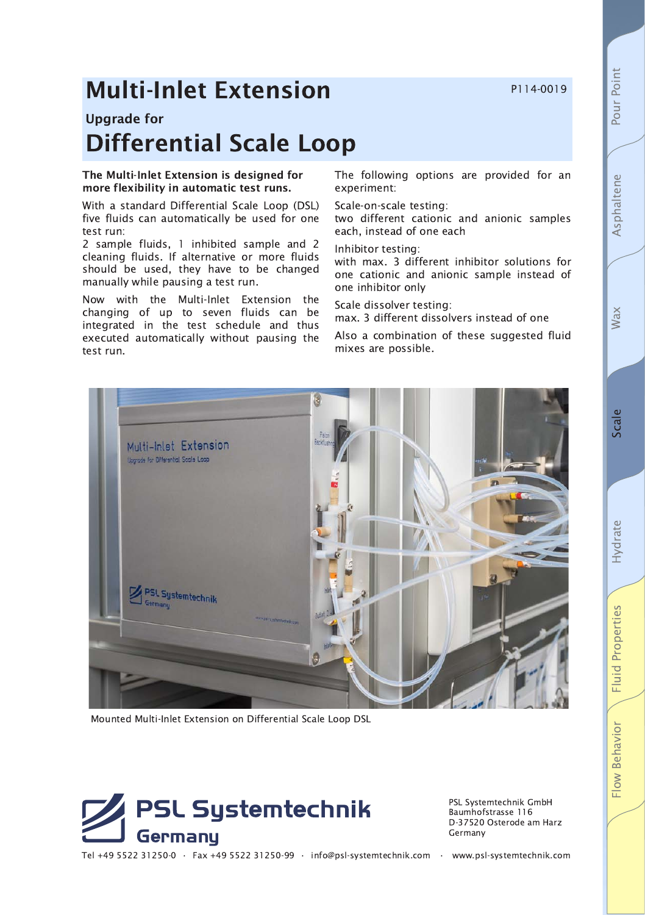# Multi-Inlet Extension

P114-0019

## Upgrade for

# Differential Scale Loop

**The Multi-Inlet Extension is designed for more flexibility in automatic test runs.**

With a standard Differential Scale Loop (DSL) five fluids can automatically be used for one test run:
2 sample fluids, 1 inhibited sample and 2 cleaning fluids. If alternative or more fluids should be used, they have to be changed manually while pausing a test run.

Now with the Multi-Inlet Extension the changing of up to seven fluids can be integrated in the test schedule and thus executed automatically without pausing the test run.

The following options are provided for an experiment:

Scale-on-scale testing:
two different cationic and anionic samples each, instead of one each

Inhibitor testing:
with max. 3 different inhibitor solutions for one cationic and anionic sample instead of one inhibitor only

Scale dissolver testing:
max. 3 different dissolvers instead of one

Also a combination of these suggested fluid mixes are possible.

Mounted Multi-Inlet Extension on Differential Scale Loop DSL

PSL Systemtechnik Germany

PSL Systemtechnik GmbH
Baumhofstrasse 116
D-37520 Osterode am Harz
Germany

Tel +49 5522 31250-0 · Fax +49 5522 31250-99 · info@psl-systemtechnik.com · www.psl-systemtechnik.com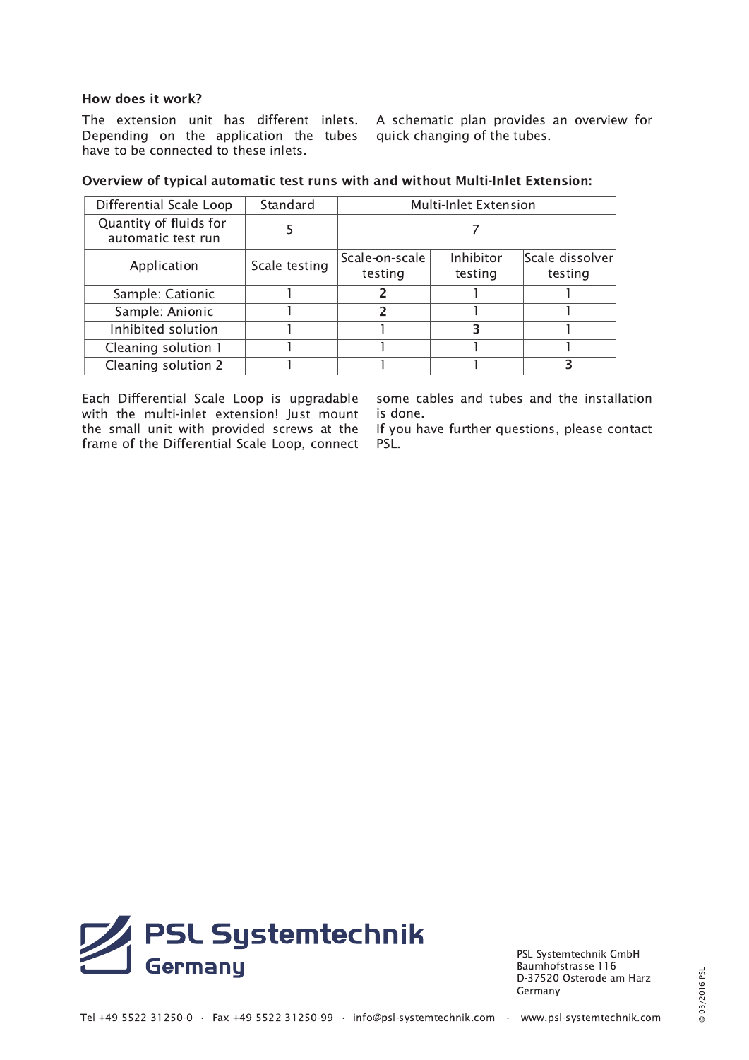### How does it work?

The extension unit has different inlets. Depending on the application the tubes have to be connected to these inlets. A schematic plan provides an overview for quick changing of the tubes.

**Overview of typical automatic test runs with and without Multi-Inlet Extension:**

| Differential Scale Loop | Standard | Multi-Inlet Extension | | |
|---|---|---|---|---|
| Quantity of fluids for automatic test run | 5 | 7 | | |
| Application | Scale testing | Scale-on-scale testing | Inhibitor testing | Scale dissolver testing |
| Sample: Cationic | 1 | **2** | 1 | 1 |
| Sample: Anionic | 1 | **2** | 1 | 1 |
| Inhibited solution | 1 | 1 | **3** | 1 |
| Cleaning solution 1 | 1 | 1 | 1 | 1 |
| Cleaning solution 2 | 1 | 1 | 1 | **3** |

Each Differential Scale Loop is upgradable with the multi-inlet extension! Just mount the small unit with provided screws at the frame of the Differential Scale Loop, connect some cables and tubes and the installation is done.

If you have further questions, please contact PSL.

**PSL Systemtechnik Germany**

PSL Systemtechnik GmbH
Baumhofstrasse 116
D-37520 Osterode am Harz
Germany

Tel +49 5522 31250-0 · Fax +49 5522 31250-99 · info@psl-systemtechnik.com · www.psl-systemtechnik.com

© 03/2016 PSL